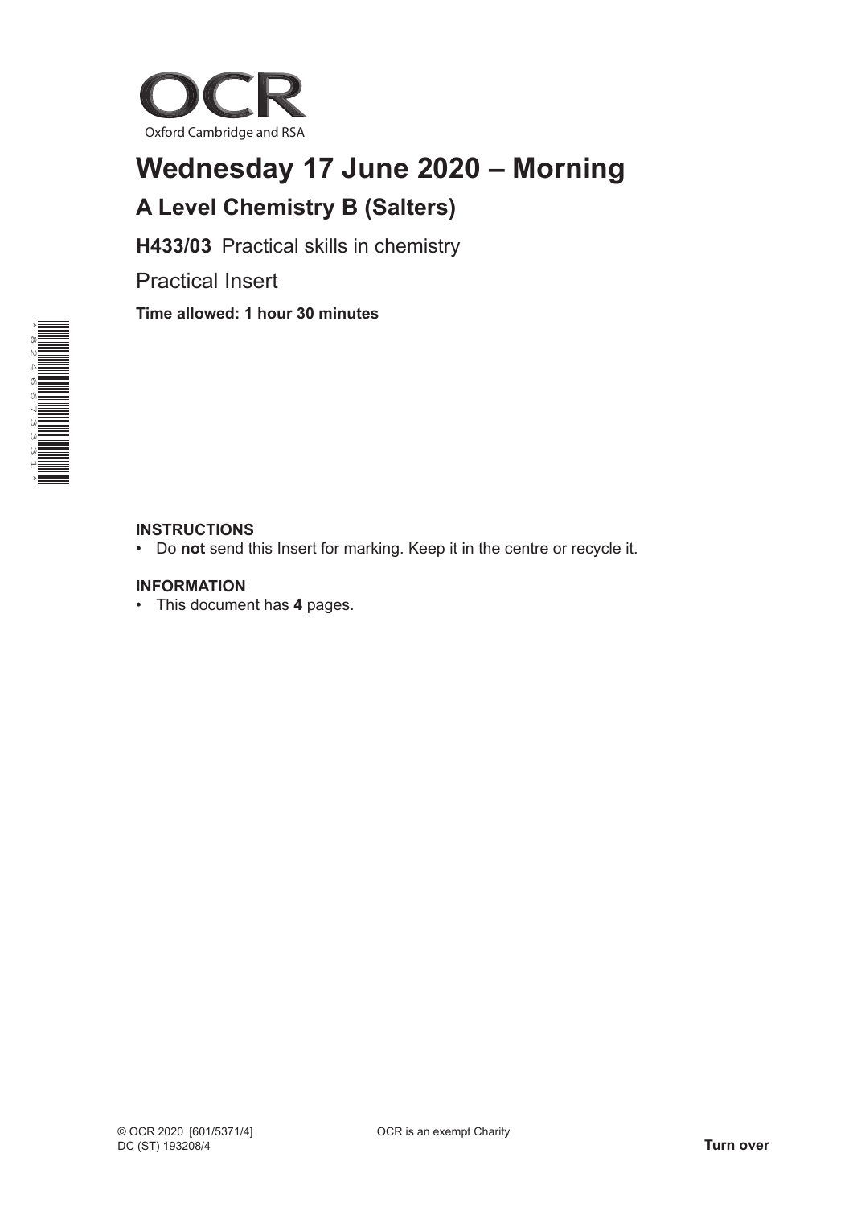OCR

Oxford Cambridge and RSA

# Wednesday 17 June 2020 – Morning

## A Level Chemistry B (Salters)

**H433/03** Practical skills in chemistry

Practical Insert

**Time allowed: 1 hour 30 minutes**

*8246673331*

**INSTRUCTIONS**

- Do **not** send this Insert for marking. Keep it in the centre or recycle it.

**INFORMATION**

- This document has **4** pages.

© OCR 2020 [601/5371/4]
DC (ST) 193208/4

OCR is an exempt Charity

**Turn over**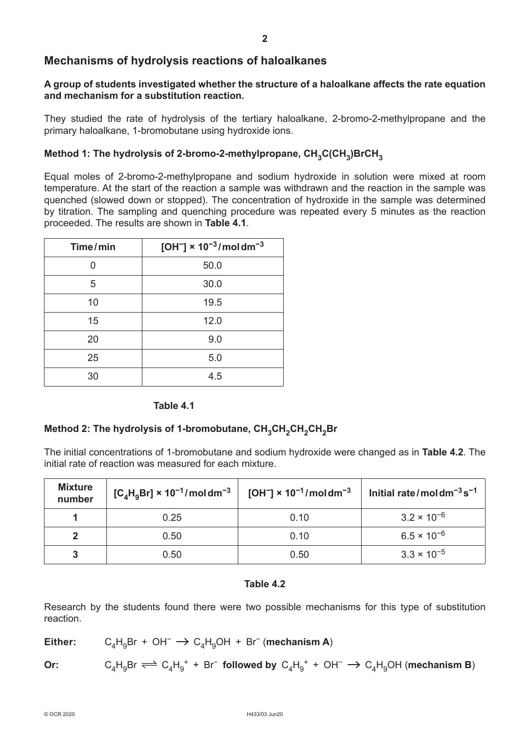## Mechanisms of hydrolysis reactions of haloalkanes

**A group of students investigated whether the structure of a haloalkane affects the rate equation and mechanism for a substitution reaction.**

They studied the rate of hydrolysis of the tertiary haloalkane, 2-bromo-2-methylpropane and the primary haloalkane, 1-bromobutane using hydroxide ions.

### Method 1: The hydrolysis of 2-bromo-2-methylpropane, $CH_3C(CH_3)BrCH_3$

Equal moles of 2-bromo-2-methylpropane and sodium hydroxide in solution were mixed at room temperature. At the start of the reaction a sample was withdrawn and the reaction in the sample was quenched (slowed down or stopped). The concentration of hydroxide in the sample was determined by titration. The sampling and quenching procedure was repeated every 5 minutes as the reaction proceeded. The results are shown in **Table 4.1**.

| Time / min | $[OH^-] \times 10^{-3}$ / mol dm$^{-3}$ |
|---|---|
| 0 | 50.0 |
| 5 | 30.0 |
| 10 | 19.5 |
| 15 | 12.0 |
| 20 | 9.0 |
| 25 | 5.0 |
| 30 | 4.5 |

**Table 4.1**

### Method 2: The hydrolysis of 1-bromobutane, $CH_3CH_2CH_2CH_2Br$

The initial concentrations of 1-bromobutane and sodium hydroxide were changed as in **Table 4.2**. The initial rate of reaction was measured for each mixture.

| Mixture number | $[C_4H_9Br] \times 10^{-1}$ / mol dm$^{-3}$ | $[OH^-] \times 10^{-1}$ / mol dm$^{-3}$ | Initial rate / mol dm$^{-3}$ s$^{-1}$ |
|---|---|---|---|
| **1** | 0.25 | 0.10 | $3.2 \times 10^{-6}$ |
| **2** | 0.50 | 0.10 | $6.5 \times 10^{-6}$ |
| **3** | 0.50 | 0.50 | $3.3 \times 10^{-5}$ |

**Table 4.2**

Research by the students found there were two possible mechanisms for this type of substitution reaction.

**Either:** $C_4H_9Br + OH^- \rightarrow C_4H_9OH + Br^-$ (**mechanism A**)

**Or:** $C_4H_9Br \rightleftharpoons C_4H_9^+ + Br^-$ **followed by** $C_4H_9^+ + OH^- \rightarrow C_4H_9OH$ (**mechanism B**)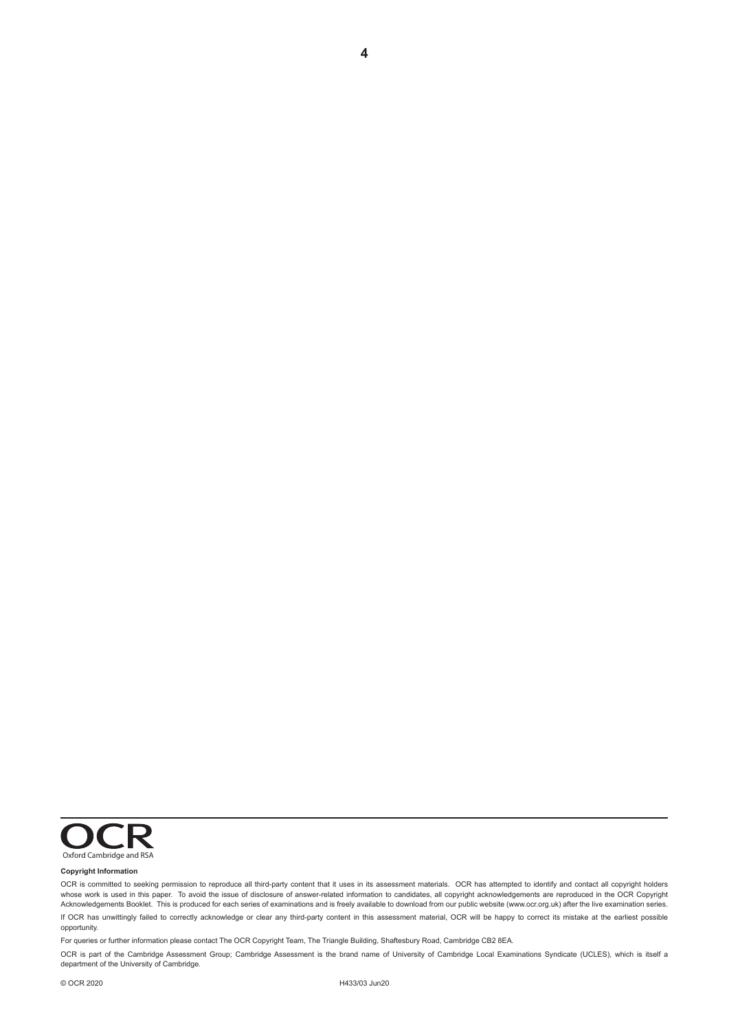OCR

Oxford Cambridge and RSA

**Copyright Information**

OCR is committed to seeking permission to reproduce all third-party content that it uses in its assessment materials. OCR has attempted to identify and contact all copyright holders whose work is used in this paper. To avoid the issue of disclosure of answer-related information to candidates, all copyright acknowledgements are reproduced in the OCR Copyright Acknowledgements Booklet. This is produced for each series of examinations and is freely available to download from our public website (www.ocr.org.uk) after the live examination series.

If OCR has unwittingly failed to correctly acknowledge or clear any third-party content in this assessment material, OCR will be happy to correct its mistake at the earliest possible opportunity.

For queries or further information please contact The OCR Copyright Team, The Triangle Building, Shaftesbury Road, Cambridge CB2 8EA.

OCR is part of the Cambridge Assessment Group; Cambridge Assessment is the brand name of University of Cambridge Local Examinations Syndicate (UCLES), which is itself a department of the University of Cambridge.

© OCR 2020 H433/03 Jun20